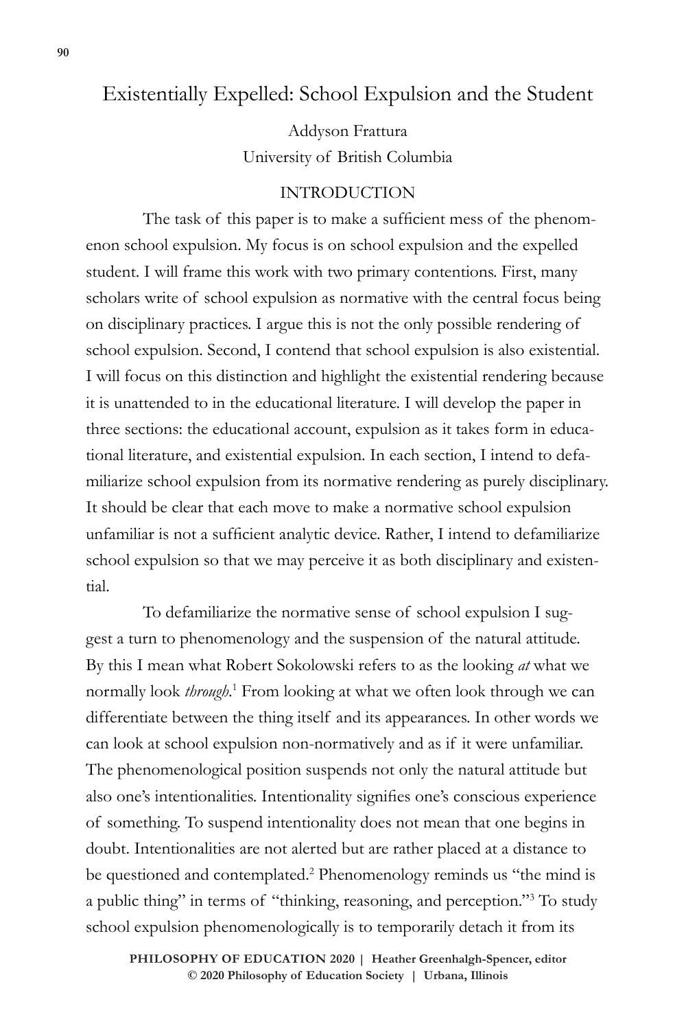# Existentially Expelled: School Expulsion and the Student

Addyson Frattura
University of British Columbia

## INTRODUCTION

The task of this paper is to make a sufficient mess of the phenomenon school expulsion. My focus is on school expulsion and the expelled student. I will frame this work with two primary contentions. First, many scholars write of school expulsion as normative with the central focus being on disciplinary practices. I argue this is not the only possible rendering of school expulsion. Second, I contend that school expulsion is also existential. I will focus on this distinction and highlight the existential rendering because it is unattended to in the educational literature. I will develop the paper in three sections: the educational account, expulsion as it takes form in educational literature, and existential expulsion. In each section, I intend to defamiliarize school expulsion from its normative rendering as purely disciplinary. It should be clear that each move to make a normative school expulsion unfamiliar is not a sufficient analytic device. Rather, I intend to defamiliarize school expulsion so that we may perceive it as both disciplinary and existential.

To defamiliarize the normative sense of school expulsion I suggest a turn to phenomenology and the suspension of the natural attitude. By this I mean what Robert Sokolowski refers to as the looking *at* what we normally look *through*.[1] From looking at what we often look through we can differentiate between the thing itself and its appearances. In other words we can look at school expulsion non-normatively and as if it were unfamiliar. The phenomenological position suspends not only the natural attitude but also one's intentionalities. Intentionality signifies one's conscious experience of something. To suspend intentionality does not mean that one begins in doubt. Intentionalities are not alerted but are rather placed at a distance to be questioned and contemplated.[2] Phenomenology reminds us "the mind is a public thing" in terms of "thinking, reasoning, and perception."[3] To study school expulsion phenomenologically is to temporarily detach it from its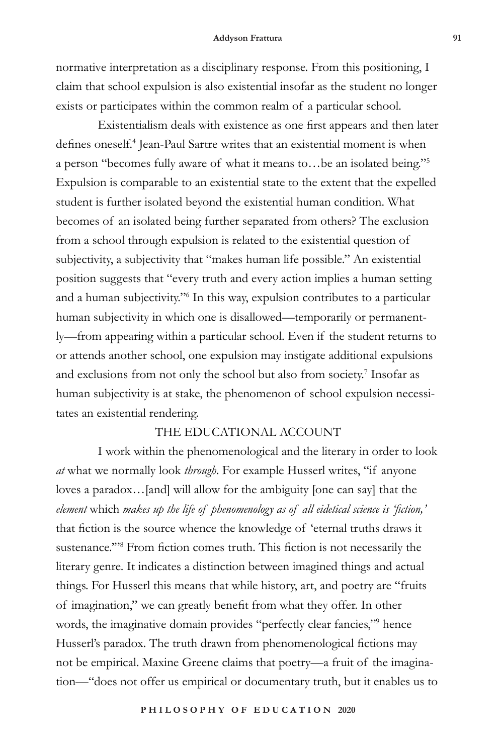normative interpretation as a disciplinary response. From this positioning, I claim that school expulsion is also existential insofar as the student no longer exists or participates within the common realm of a particular school.

Existentialism deals with existence as one first appears and then later defines oneself.[4] Jean-Paul Sartre writes that an existential moment is when a person "becomes fully aware of what it means to…be an isolated being."[5] Expulsion is comparable to an existential state to the extent that the expelled student is further isolated beyond the existential human condition. What becomes of an isolated being further separated from others? The exclusion from a school through expulsion is related to the existential question of subjectivity, a subjectivity that "makes human life possible." An existential position suggests that "every truth and every action implies a human setting and a human subjectivity."[6] In this way, expulsion contributes to a particular human subjectivity in which one is disallowed—temporarily or permanently—from appearing within a particular school. Even if the student returns to or attends another school, one expulsion may instigate additional expulsions and exclusions from not only the school but also from society.[7] Insofar as human subjectivity is at stake, the phenomenon of school expulsion necessitates an existential rendering.

## THE EDUCATIONAL ACCOUNT

I work within the phenomenological and the literary in order to look *at* what we normally look *through*. For example Husserl writes, "if anyone loves a paradox…[and] will allow for the ambiguity [one can say] that the *element* which *makes up the life of phenomenology as of all eidetical science is 'fiction,'* that fiction is the source whence the knowledge of 'eternal truths draws it sustenance.'"[8] From fiction comes truth. This fiction is not necessarily the literary genre. It indicates a distinction between imagined things and actual things. For Husserl this means that while history, art, and poetry are "fruits of imagination," we can greatly benefit from what they offer. In other words, the imaginative domain provides "perfectly clear fancies,"[9] hence Husserl's paradox. The truth drawn from phenomenological fictions may not be empirical. Maxine Greene claims that poetry—a fruit of the imagination—"does not offer us empirical or documentary truth, but it enables us to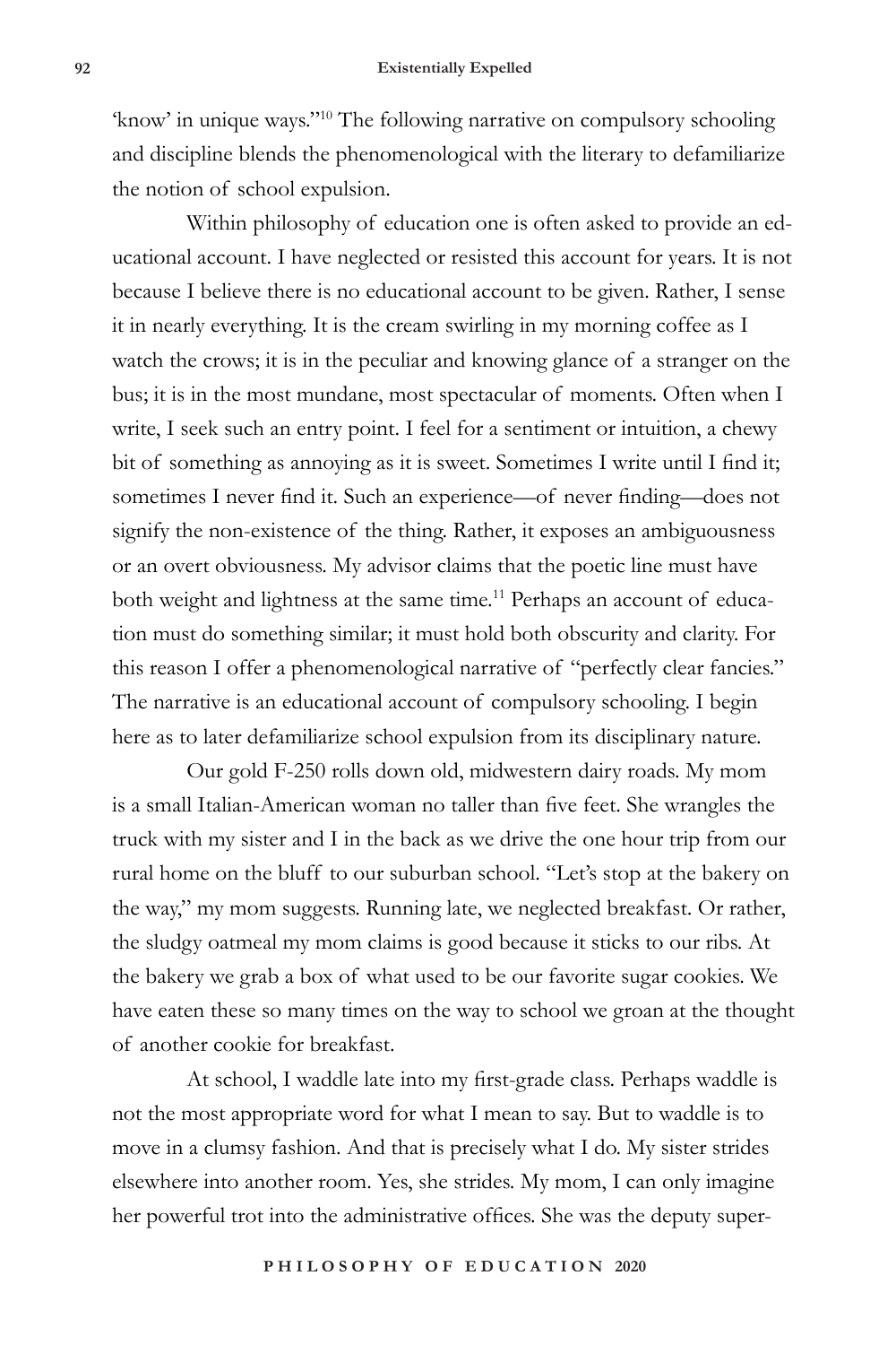'know' in unique ways."[10] The following narrative on compulsory schooling and discipline blends the phenomenological with the literary to defamiliarize the notion of school expulsion.

Within philosophy of education one is often asked to provide an educational account. I have neglected or resisted this account for years. It is not because I believe there is no educational account to be given. Rather, I sense it in nearly everything. It is the cream swirling in my morning coffee as I watch the crows; it is in the peculiar and knowing glance of a stranger on the bus; it is in the most mundane, most spectacular of moments. Often when I write, I seek such an entry point. I feel for a sentiment or intuition, a chewy bit of something as annoying as it is sweet. Sometimes I write until I find it; sometimes I never find it. Such an experience—of never finding—does not signify the non-existence of the thing. Rather, it exposes an ambiguousness or an overt obviousness. My advisor claims that the poetic line must have both weight and lightness at the same time.[11] Perhaps an account of education must do something similar; it must hold both obscurity and clarity. For this reason I offer a phenomenological narrative of "perfectly clear fancies." The narrative is an educational account of compulsory schooling. I begin here as to later defamiliarize school expulsion from its disciplinary nature.

Our gold F-250 rolls down old, midwestern dairy roads. My mom is a small Italian-American woman no taller than five feet. She wrangles the truck with my sister and I in the back as we drive the one hour trip from our rural home on the bluff to our suburban school. "Let's stop at the bakery on the way," my mom suggests. Running late, we neglected breakfast. Or rather, the sludgy oatmeal my mom claims is good because it sticks to our ribs. At the bakery we grab a box of what used to be our favorite sugar cookies. We have eaten these so many times on the way to school we groan at the thought of another cookie for breakfast.

At school, I waddle late into my first-grade class. Perhaps waddle is not the most appropriate word for what I mean to say. But to waddle is to move in a clumsy fashion. And that is precisely what I do. My sister strides elsewhere into another room. Yes, she strides. My mom, I can only imagine her powerful trot into the administrative offices. She was the deputy super-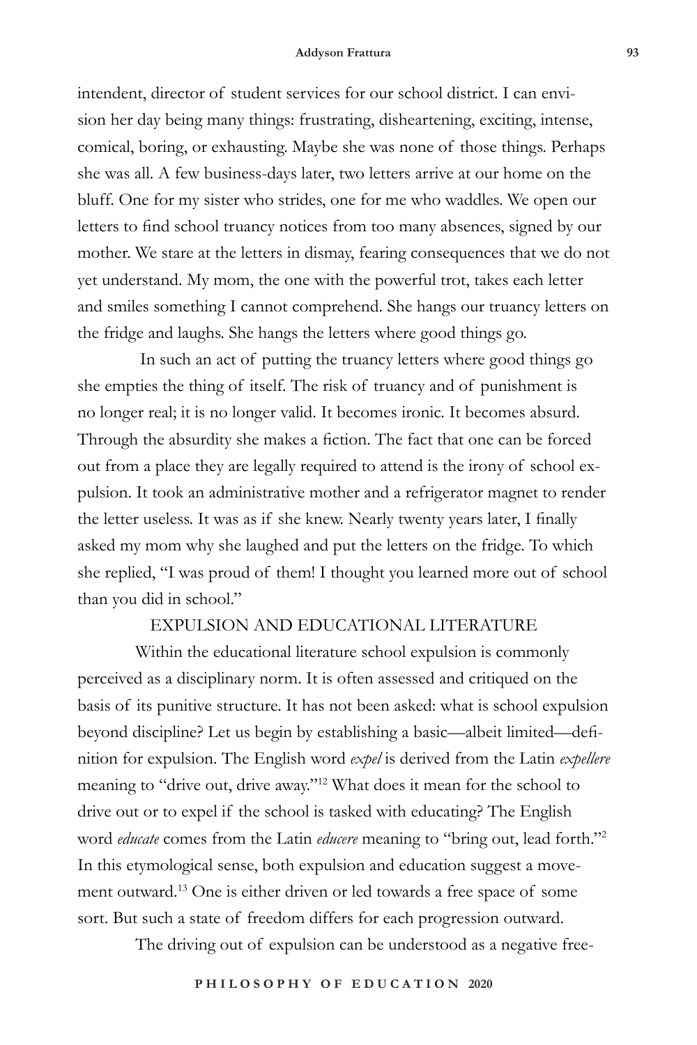intendent, director of student services for our school district. I can envision her day being many things: frustrating, disheartening, exciting, intense, comical, boring, or exhausting. Maybe she was none of those things. Perhaps she was all. A few business-days later, two letters arrive at our home on the bluff. One for my sister who strides, one for me who waddles. We open our letters to find school truancy notices from too many absences, signed by our mother. We stare at the letters in dismay, fearing consequences that we do not yet understand. My mom, the one with the powerful trot, takes each letter and smiles something I cannot comprehend. She hangs our truancy letters on the fridge and laughs. She hangs the letters where good things go.

In such an act of putting the truancy letters where good things go she empties the thing of itself. The risk of truancy and of punishment is no longer real; it is no longer valid. It becomes ironic. It becomes absurd. Through the absurdity she makes a fiction. The fact that one can be forced out from a place they are legally required to attend is the irony of school expulsion. It took an administrative mother and a refrigerator magnet to render the letter useless. It was as if she knew. Nearly twenty years later, I finally asked my mom why she laughed and put the letters on the fridge. To which she replied, "I was proud of them! I thought you learned more out of school than you did in school."

## EXPULSION AND EDUCATIONAL LITERATURE

Within the educational literature school expulsion is commonly perceived as a disciplinary norm. It is often assessed and critiqued on the basis of its punitive structure. It has not been asked: what is school expulsion beyond discipline? Let us begin by establishing a basic—albeit limited—definition for expulsion. The English word *expel* is derived from the Latin *expellere* meaning to "drive out, drive away."[12] What does it mean for the school to drive out or to expel if the school is tasked with educating? The English word *educate* comes from the Latin *educere* meaning to "bring out, lead forth."[2] In this etymological sense, both expulsion and education suggest a movement outward.[13] One is either driven or led towards a free space of some sort. But such a state of freedom differs for each progression outward.

The driving out of expulsion can be understood as a negative free-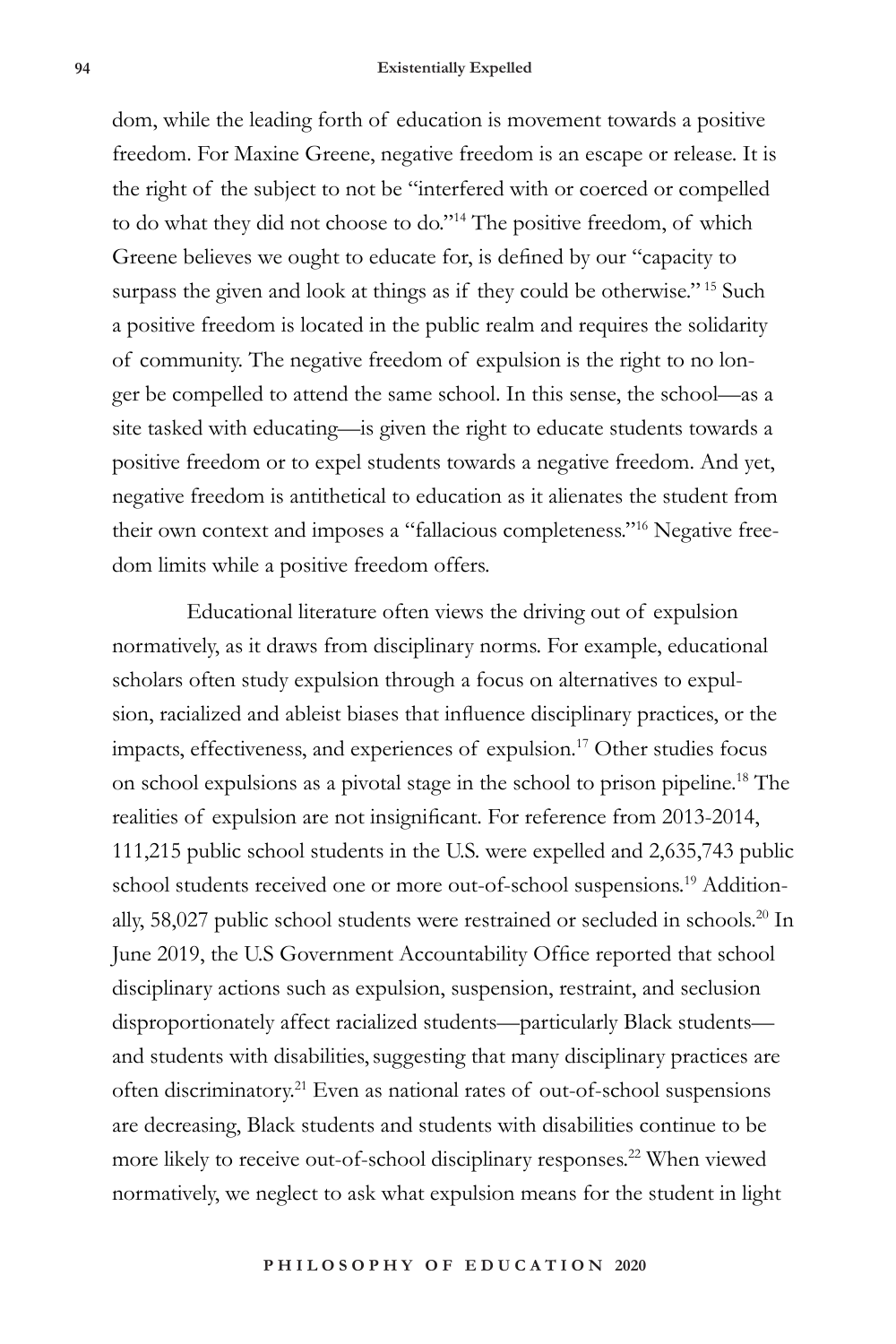dom, while the leading forth of education is movement towards a positive freedom. For Maxine Greene, negative freedom is an escape or release. It is the right of the subject to not be "interfered with or coerced or compelled to do what they did not choose to do."[14] The positive freedom, of which Greene believes we ought to educate for, is defined by our "capacity to surpass the given and look at things as if they could be otherwise." [15] Such a positive freedom is located in the public realm and requires the solidarity of community. The negative freedom of expulsion is the right to no longer be compelled to attend the same school. In this sense, the school—as a site tasked with educating—is given the right to educate students towards a positive freedom or to expel students towards a negative freedom. And yet, negative freedom is antithetical to education as it alienates the student from their own context and imposes a "fallacious completeness."[16] Negative freedom limits while a positive freedom offers.

Educational literature often views the driving out of expulsion normatively, as it draws from disciplinary norms. For example, educational scholars often study expulsion through a focus on alternatives to expulsion, racialized and ableist biases that influence disciplinary practices, or the impacts, effectiveness, and experiences of expulsion.[17] Other studies focus on school expulsions as a pivotal stage in the school to prison pipeline.[18] The realities of expulsion are not insignificant. For reference from 2013-2014, 111,215 public school students in the U.S. were expelled and 2,635,743 public school students received one or more out-of-school suspensions.[19] Additionally, 58,027 public school students were restrained or secluded in schools.[20] In June 2019, the U.S Government Accountability Office reported that school disciplinary actions such as expulsion, suspension, restraint, and seclusion disproportionately affect racialized students—particularly Black students—and students with disabilities, suggesting that many disciplinary practices are often discriminatory.[21] Even as national rates of out-of-school suspensions are decreasing, Black students and students with disabilities continue to be more likely to receive out-of-school disciplinary responses.[22] When viewed normatively, we neglect to ask what expulsion means for the student in light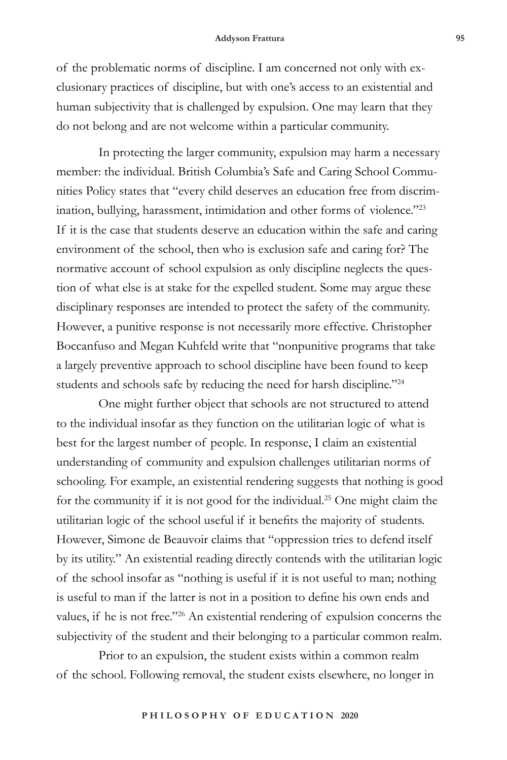of the problematic norms of discipline. I am concerned not only with exclusionary practices of discipline, but with one's access to an existential and human subjectivity that is challenged by expulsion. One may learn that they do not belong and are not welcome within a particular community.

In protecting the larger community, expulsion may harm a necessary member: the individual. British Columbia's Safe and Caring School Communities Policy states that "every child deserves an education free from discrimination, bullying, harassment, intimidation and other forms of violence."[23] If it is the case that students deserve an education within the safe and caring environment of the school, then who is exclusion safe and caring for? The normative account of school expulsion as only discipline neglects the question of what else is at stake for the expelled student. Some may argue these disciplinary responses are intended to protect the safety of the community. However, a punitive response is not necessarily more effective. Christopher Boccanfuso and Megan Kuhfeld write that "nonpunitive programs that take a largely preventive approach to school discipline have been found to keep students and schools safe by reducing the need for harsh discipline."[24]

One might further object that schools are not structured to attend to the individual insofar as they function on the utilitarian logic of what is best for the largest number of people. In response, I claim an existential understanding of community and expulsion challenges utilitarian norms of schooling. For example, an existential rendering suggests that nothing is good for the community if it is not good for the individual.[25] One might claim the utilitarian logic of the school useful if it benefits the majority of students. However, Simone de Beauvoir claims that "oppression tries to defend itself by its utility." An existential reading directly contends with the utilitarian logic of the school insofar as "nothing is useful if it is not useful to man; nothing is useful to man if the latter is not in a position to define his own ends and values, if he is not free."[26] An existential rendering of expulsion concerns the subjectivity of the student and their belonging to a particular common realm.

Prior to an expulsion, the student exists within a common realm of the school. Following removal, the student exists elsewhere, no longer in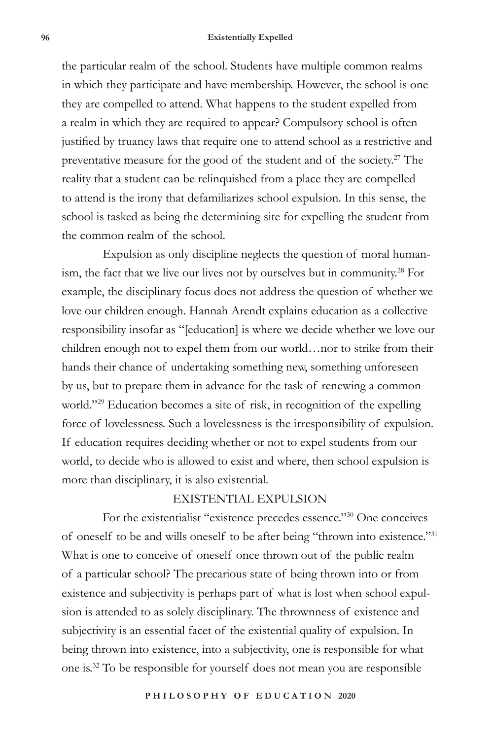the particular realm of the school. Students have multiple common realms in which they participate and have membership. However, the school is one they are compelled to attend. What happens to the student expelled from a realm in which they are required to appear? Compulsory school is often justified by truancy laws that require one to attend school as a restrictive and preventative measure for the good of the student and of the society.[27] The reality that a student can be relinquished from a place they are compelled to attend is the irony that defamiliarizes school expulsion. In this sense, the school is tasked as being the determining site for expelling the student from the common realm of the school.

Expulsion as only discipline neglects the question of moral humanism, the fact that we live our lives not by ourselves but in community.[28] For example, the disciplinary focus does not address the question of whether we love our children enough. Hannah Arendt explains education as a collective responsibility insofar as "[education] is where we decide whether we love our children enough not to expel them from our world…nor to strike from their hands their chance of undertaking something new, something unforeseen by us, but to prepare them in advance for the task of renewing a common world."[29] Education becomes a site of risk, in recognition of the expelling force of lovelessness. Such a lovelessness is the irresponsibility of expulsion. If education requires deciding whether or not to expel students from our world, to decide who is allowed to exist and where, then school expulsion is more than disciplinary, it is also existential.

## EXISTENTIAL EXPULSION

For the existentialist "existence precedes essence."[30] One conceives of oneself to be and wills oneself to be after being "thrown into existence."[31] What is one to conceive of oneself once thrown out of the public realm of a particular school? The precarious state of being thrown into or from existence and subjectivity is perhaps part of what is lost when school expulsion is attended to as solely disciplinary. The thrownness of existence and subjectivity is an essential facet of the existential quality of expulsion. In being thrown into existence, into a subjectivity, one is responsible for what one is.[32] To be responsible for yourself does not mean you are responsible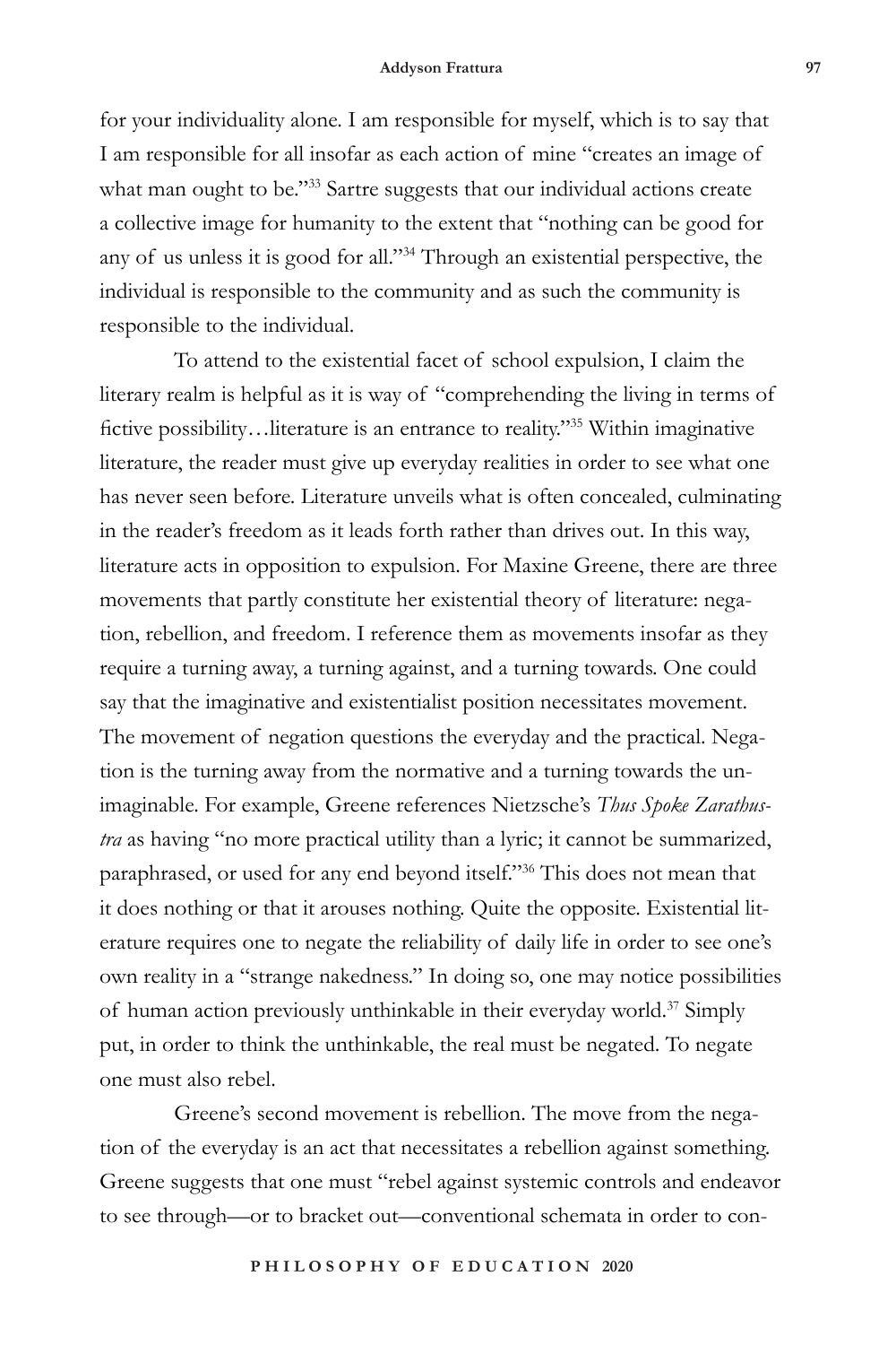for your individuality alone. I am responsible for myself, which is to say that I am responsible for all insofar as each action of mine "creates an image of what man ought to be."[33] Sartre suggests that our individual actions create a collective image for humanity to the extent that "nothing can be good for any of us unless it is good for all."[34] Through an existential perspective, the individual is responsible to the community and as such the community is responsible to the individual.

To attend to the existential facet of school expulsion, I claim the literary realm is helpful as it is way of "comprehending the living in terms of fictive possibility…literature is an entrance to reality."[35] Within imaginative literature, the reader must give up everyday realities in order to see what one has never seen before. Literature unveils what is often concealed, culminating in the reader's freedom as it leads forth rather than drives out. In this way, literature acts in opposition to expulsion. For Maxine Greene, there are three movements that partly constitute her existential theory of literature: negation, rebellion, and freedom. I reference them as movements insofar as they require a turning away, a turning against, and a turning towards. One could say that the imaginative and existentialist position necessitates movement. The movement of negation questions the everyday and the practical. Negation is the turning away from the normative and a turning towards the unimaginable. For example, Greene references Nietzsche's *Thus Spoke Zarathustra* as having "no more practical utility than a lyric; it cannot be summarized, paraphrased, or used for any end beyond itself."[36] This does not mean that it does nothing or that it arouses nothing. Quite the opposite. Existential literature requires one to negate the reliability of daily life in order to see one's own reality in a "strange nakedness." In doing so, one may notice possibilities of human action previously unthinkable in their everyday world.[37] Simply put, in order to think the unthinkable, the real must be negated. To negate one must also rebel.

Greene's second movement is rebellion. The move from the negation of the everyday is an act that necessitates a rebellion against something. Greene suggests that one must "rebel against systemic controls and endeavor to see through—or to bracket out—conventional schemata in order to con-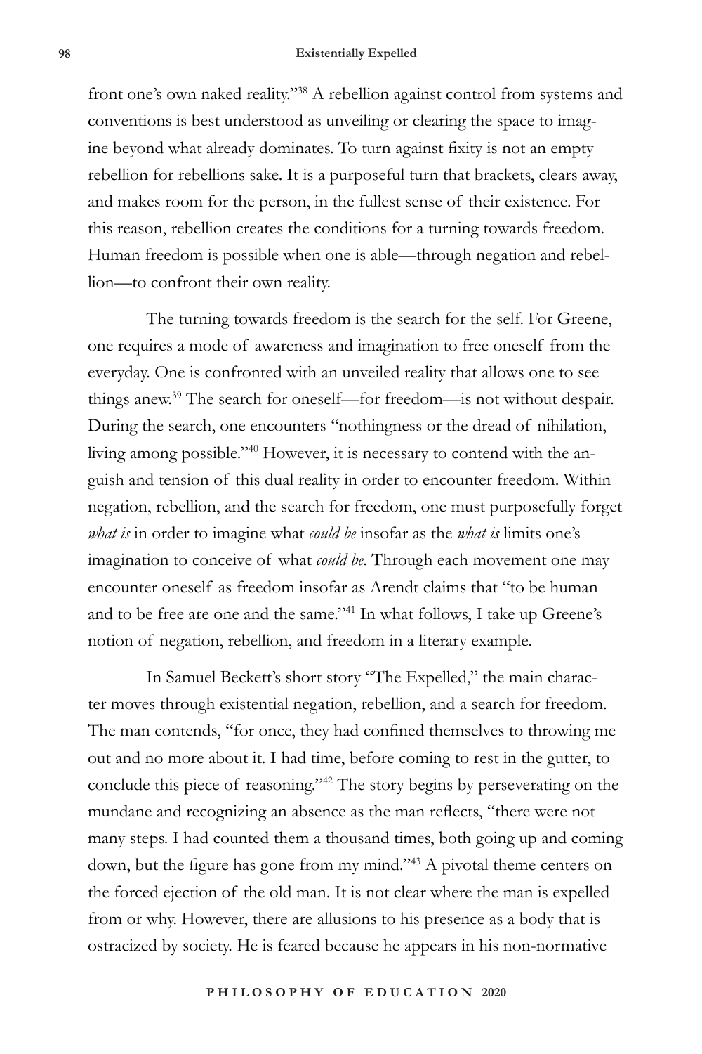front one's own naked reality."[38] A rebellion against control from systems and conventions is best understood as unveiling or clearing the space to imagine beyond what already dominates. To turn against fixity is not an empty rebellion for rebellions sake. It is a purposeful turn that brackets, clears away, and makes room for the person, in the fullest sense of their existence. For this reason, rebellion creates the conditions for a turning towards freedom. Human freedom is possible when one is able—through negation and rebellion—to confront their own reality.

The turning towards freedom is the search for the self. For Greene, one requires a mode of awareness and imagination to free oneself from the everyday. One is confronted with an unveiled reality that allows one to see things anew.[39] The search for oneself—for freedom—is not without despair. During the search, one encounters "nothingness or the dread of nihilation, living among possible."[40] However, it is necessary to contend with the anguish and tension of this dual reality in order to encounter freedom. Within negation, rebellion, and the search for freedom, one must purposefully forget *what is* in order to imagine what *could be* insofar as the *what is* limits one's imagination to conceive of what *could be*. Through each movement one may encounter oneself as freedom insofar as Arendt claims that "to be human and to be free are one and the same."[41] In what follows, I take up Greene's notion of negation, rebellion, and freedom in a literary example.

In Samuel Beckett's short story "The Expelled," the main character moves through existential negation, rebellion, and a search for freedom. The man contends, "for once, they had confined themselves to throwing me out and no more about it. I had time, before coming to rest in the gutter, to conclude this piece of reasoning."[42] The story begins by perseverating on the mundane and recognizing an absence as the man reflects, "there were not many steps. I had counted them a thousand times, both going up and coming down, but the figure has gone from my mind."[43] A pivotal theme centers on the forced ejection of the old man. It is not clear where the man is expelled from or why. However, there are allusions to his presence as a body that is ostracized by society. He is feared because he appears in his non-normative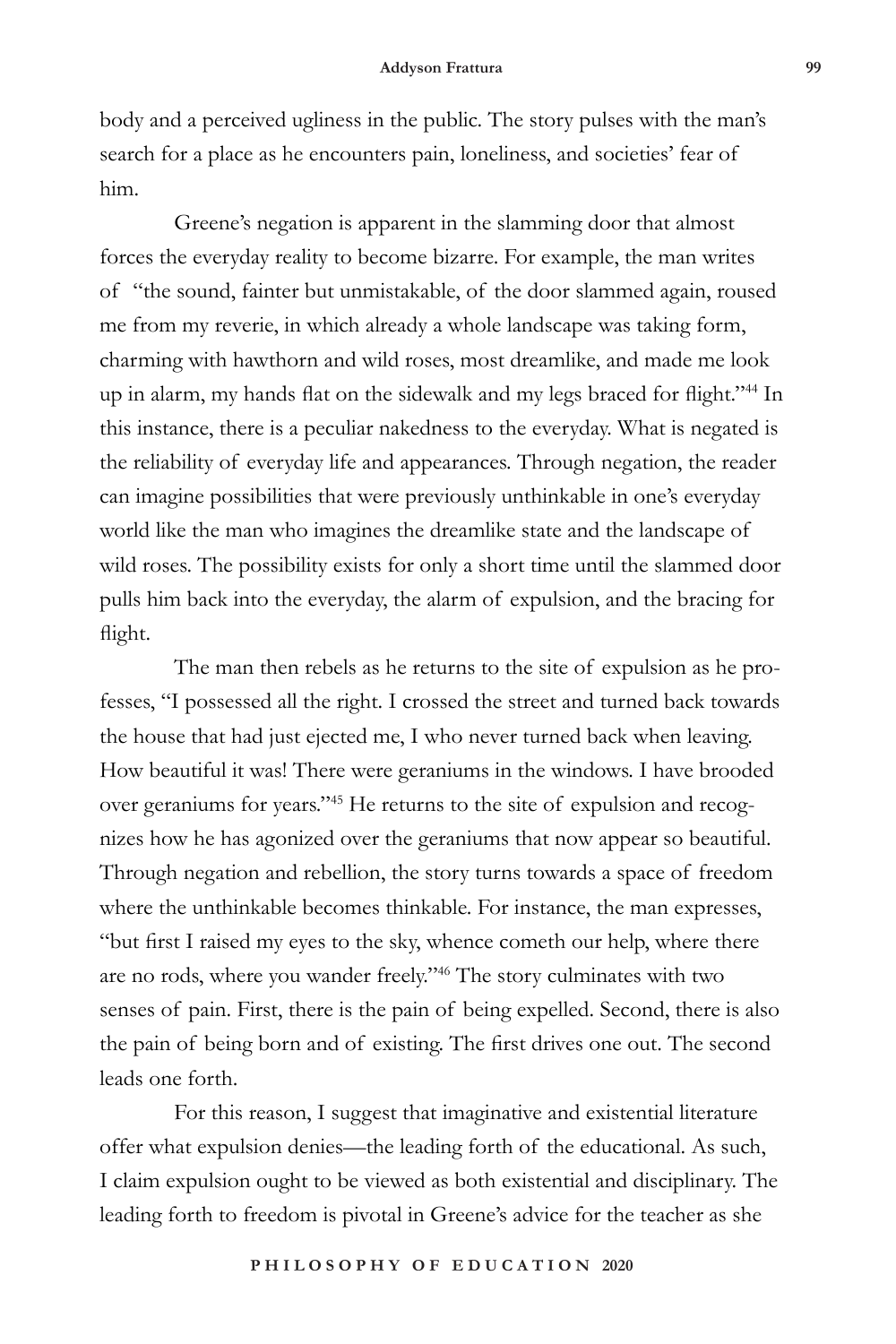body and a perceived ugliness in the public. The story pulses with the man's search for a place as he encounters pain, loneliness, and societies' fear of him.

Greene's negation is apparent in the slamming door that almost forces the everyday reality to become bizarre. For example, the man writes of "the sound, fainter but unmistakable, of the door slammed again, roused me from my reverie, in which already a whole landscape was taking form, charming with hawthorn and wild roses, most dreamlike, and made me look up in alarm, my hands flat on the sidewalk and my legs braced for flight."[44] In this instance, there is a peculiar nakedness to the everyday. What is negated is the reliability of everyday life and appearances. Through negation, the reader can imagine possibilities that were previously unthinkable in one's everyday world like the man who imagines the dreamlike state and the landscape of wild roses. The possibility exists for only a short time until the slammed door pulls him back into the everyday, the alarm of expulsion, and the bracing for flight.

The man then rebels as he returns to the site of expulsion as he professes, "I possessed all the right. I crossed the street and turned back towards the house that had just ejected me, I who never turned back when leaving. How beautiful it was! There were geraniums in the windows. I have brooded over geraniums for years."[45] He returns to the site of expulsion and recognizes how he has agonized over the geraniums that now appear so beautiful. Through negation and rebellion, the story turns towards a space of freedom where the unthinkable becomes thinkable. For instance, the man expresses, "but first I raised my eyes to the sky, whence cometh our help, where there are no rods, where you wander freely."[46] The story culminates with two senses of pain. First, there is the pain of being expelled. Second, there is also the pain of being born and of existing. The first drives one out. The second leads one forth.

For this reason, I suggest that imaginative and existential literature offer what expulsion denies—the leading forth of the educational. As such, I claim expulsion ought to be viewed as both existential and disciplinary. The leading forth to freedom is pivotal in Greene's advice for the teacher as she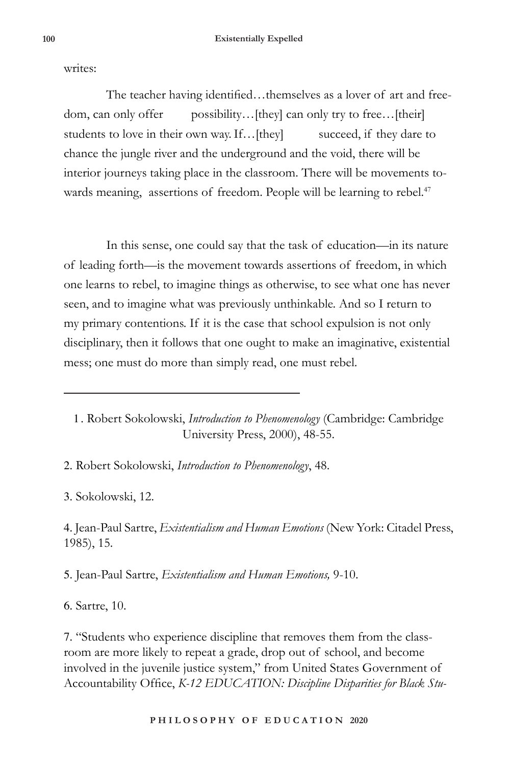writes:

> The teacher having identified…themselves as a lover of art and freedom, can only offer possibility…[they] can only try to free…[their] students to love in their own way. If…[they] succeed, if they dare to chance the jungle river and the underground and the void, there will be interior journeys taking place in the classroom. There will be movements towards meaning, assertions of freedom. People will be learning to rebel.[47]

In this sense, one could say that the task of education—in its nature of leading forth—is the movement towards assertions of freedom, in which one learns to rebel, to imagine things as otherwise, to see what one has never seen, and to imagine what was previously unthinkable. And so I return to my primary contentions. If it is the case that school expulsion is not only disciplinary, then it follows that one ought to make an imaginative, existential mess; one must do more than simply read, one must rebel.

---

1 . Robert Sokolowski, *Introduction to Phenomenology* (Cambridge: Cambridge University Press, 2000), 48-55.

2. Robert Sokolowski, *Introduction to Phenomenology*, 48.

3. Sokolowski, 12.

4. Jean-Paul Sartre, *Existentialism and Human Emotions* (New York: Citadel Press, 1985), 15.

5. Jean-Paul Sartre, *Existentialism and Human Emotions,* 9-10.

6. Sartre, 10.

7. "Students who experience discipline that removes them from the classroom are more likely to repeat a grade, drop out of school, and become involved in the juvenile justice system," from United States Government of Accountability Office, *K-12 EDUCATION: Discipline Disparities for Black Stu-*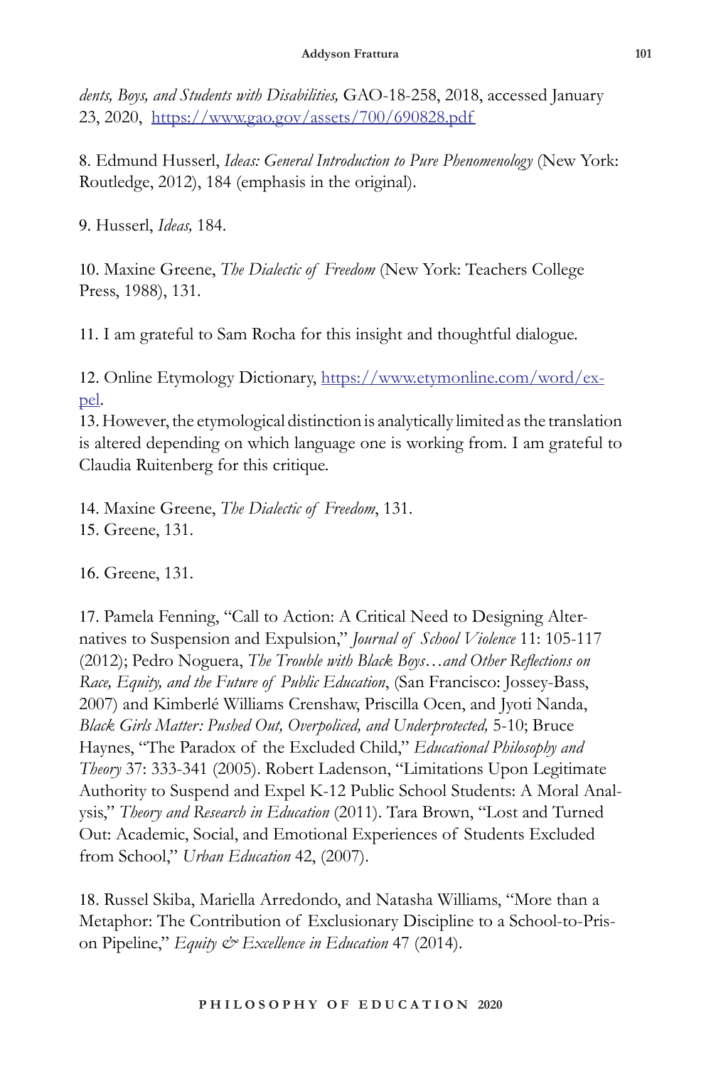*dents, Boys, and Students with Disabilities,* GAO-18-258, 2018, accessed January 23, 2020, https://www.gao.gov/assets/700/690828.pdf

8. Edmund Husserl, *Ideas: General Introduction to Pure Phenomenology* (New York: Routledge, 2012), 184 (emphasis in the original).

9. Husserl, *Ideas,* 184.

10. Maxine Greene, *The Dialectic of Freedom* (New York: Teachers College Press, 1988), 131.

11. I am grateful to Sam Rocha for this insight and thoughtful dialogue.

12. Online Etymology Dictionary, https://www.etymonline.com/word/expel.

13. However, the etymological distinction is analytically limited as the translation is altered depending on which language one is working from. I am grateful to Claudia Ruitenberg for this critique.

14. Maxine Greene, *The Dialectic of Freedom*, 131.

15. Greene, 131.

16. Greene, 131.

17. Pamela Fenning, "Call to Action: A Critical Need to Designing Alternatives to Suspension and Expulsion," *Journal of School Violence* 11: 105-117 (2012); Pedro Noguera, *The Trouble with Black Boys…and Other Reflections on Race, Equity, and the Future of Public Education*, (San Francisco: Jossey-Bass, 2007) and Kimberlé Williams Crenshaw, Priscilla Ocen, and Jyoti Nanda, *Black Girls Matter: Pushed Out, Overpoliced, and Underprotected,* 5-10; Bruce Haynes, "The Paradox of the Excluded Child," *Educational Philosophy and Theory* 37: 333-341 (2005). Robert Ladenson, "Limitations Upon Legitimate Authority to Suspend and Expel K-12 Public School Students: A Moral Analysis," *Theory and Research in Education* (2011). Tara Brown, "Lost and Turned Out: Academic, Social, and Emotional Experiences of Students Excluded from School," *Urban Education* 42, (2007).

18. Russel Skiba, Mariella Arredondo, and Natasha Williams, "More than a Metaphor: The Contribution of Exclusionary Discipline to a School-to-Prison Pipeline," *Equity & Excellence in Education* 47 (2014).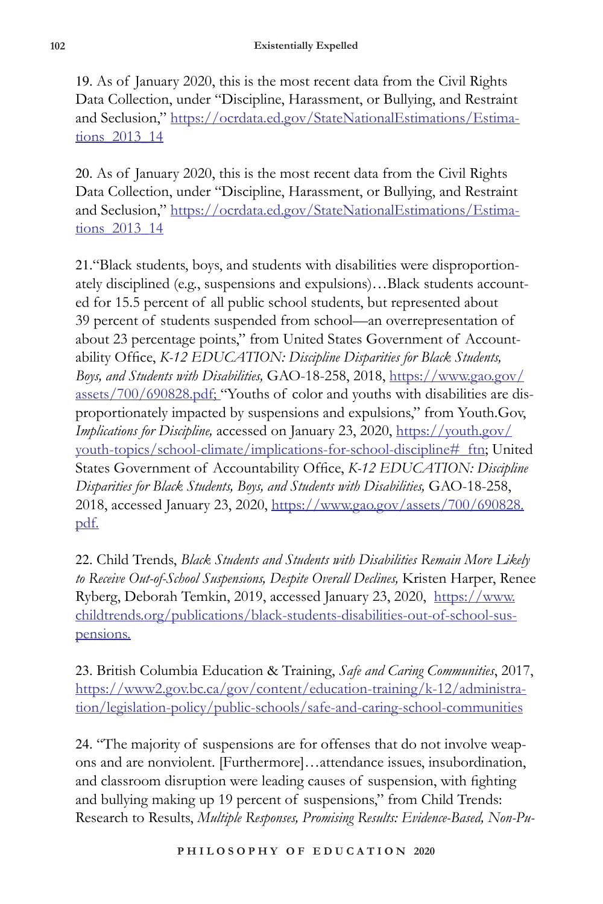19. As of January 2020, this is the most recent data from the Civil Rights Data Collection, under "Discipline, Harassment, or Bullying, and Restraint and Seclusion," https://ocrdata.ed.gov/StateNationalEstimations/Estimations_2013_14

20. As of January 2020, this is the most recent data from the Civil Rights Data Collection, under "Discipline, Harassment, or Bullying, and Restraint and Seclusion," https://ocrdata.ed.gov/StateNationalEstimations/Estimations_2013_14

21."Black students, boys, and students with disabilities were disproportionately disciplined (e.g., suspensions and expulsions)…Black students accounted for 15.5 percent of all public school students, but represented about 39 percent of students suspended from school—an overrepresentation of about 23 percentage points," from United States Government of Accountability Office, *K-12 EDUCATION: Discipline Disparities for Black Students, Boys, and Students with Disabilities,* GAO-18-258, 2018, https://www.gao.gov/assets/700/690828.pdf; "Youths of color and youths with disabilities are disproportionately impacted by suspensions and expulsions," from Youth.Gov, *Implications for Discipline,* accessed on January 23, 2020, https://youth.gov/youth-topics/school-climate/implications-for-school-discipline#_ftn; United States Government of Accountability Office, *K-12 EDUCATION: Discipline Disparities for Black Students, Boys, and Students with Disabilities,* GAO-18-258, 2018, accessed January 23, 2020, https://www.gao.gov/assets/700/690828.pdf.

22. Child Trends, *Black Students and Students with Disabilities Remain More Likely to Receive Out-of-School Suspensions, Despite Overall Declines,* Kristen Harper, Renee Ryberg, Deborah Temkin, 2019, accessed January 23, 2020, https://www.childtrends.org/publications/black-students-disabilities-out-of-school-suspensions.

23. British Columbia Education & Training, *Safe and Caring Communities*, 2017, https://www2.gov.bc.ca/gov/content/education-training/k-12/administration/legislation-policy/public-schools/safe-and-caring-school-communities

24. "The majority of suspensions are for offenses that do not involve weapons and are nonviolent. [Furthermore]…attendance issues, insubordination, and classroom disruption were leading causes of suspension, with fighting and bullying making up 19 percent of suspensions," from Child Trends: Research to Results, *Multiple Responses, Promising Results: Evidence-Based, Non-Pu-*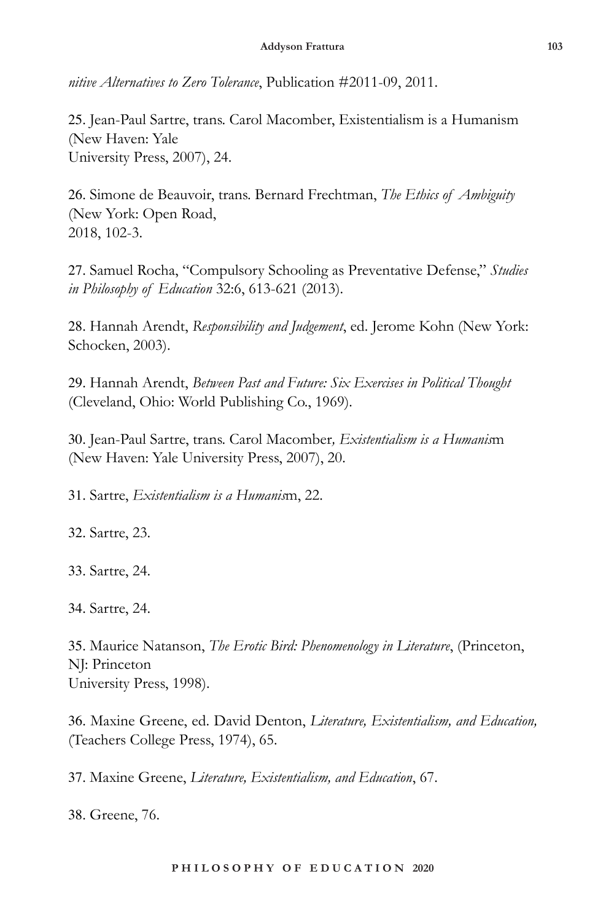*nitive Alternatives to Zero Tolerance*, Publication #2011-09, 2011.

25. Jean-Paul Sartre, trans. Carol Macomber, Existentialism is a Humanism (New Haven: Yale University Press, 2007), 24.

26. Simone de Beauvoir, trans. Bernard Frechtman, *The Ethics of Ambiguity* (New York: Open Road, 2018, 102-3.

27. Samuel Rocha, "Compulsory Schooling as Preventative Defense," *Studies in Philosophy of Education* 32:6, 613-621 (2013).

28. Hannah Arendt, *Responsibility and Judgement*, ed. Jerome Kohn (New York: Schocken, 2003).

29. Hannah Arendt, *Between Past and Future: Six Exercises in Political Thought* (Cleveland, Ohio: World Publishing Co., 1969).

30. Jean-Paul Sartre, trans. Carol Macomber, *Existentialism is a Humanis*m (New Haven: Yale University Press, 2007), 20.

31. Sartre, *Existentialism is a Humanis*m, 22.

32. Sartre, 23.

33. Sartre, 24.

34. Sartre, 24.

35. Maurice Natanson, *The Erotic Bird: Phenomenology in Literature*, (Princeton, NJ: Princeton University Press, 1998).

36. Maxine Greene, ed. David Denton, *Literature, Existentialism, and Education,* (Teachers College Press, 1974), 65.

37. Maxine Greene, *Literature, Existentialism, and Education*, 67.

38. Greene, 76.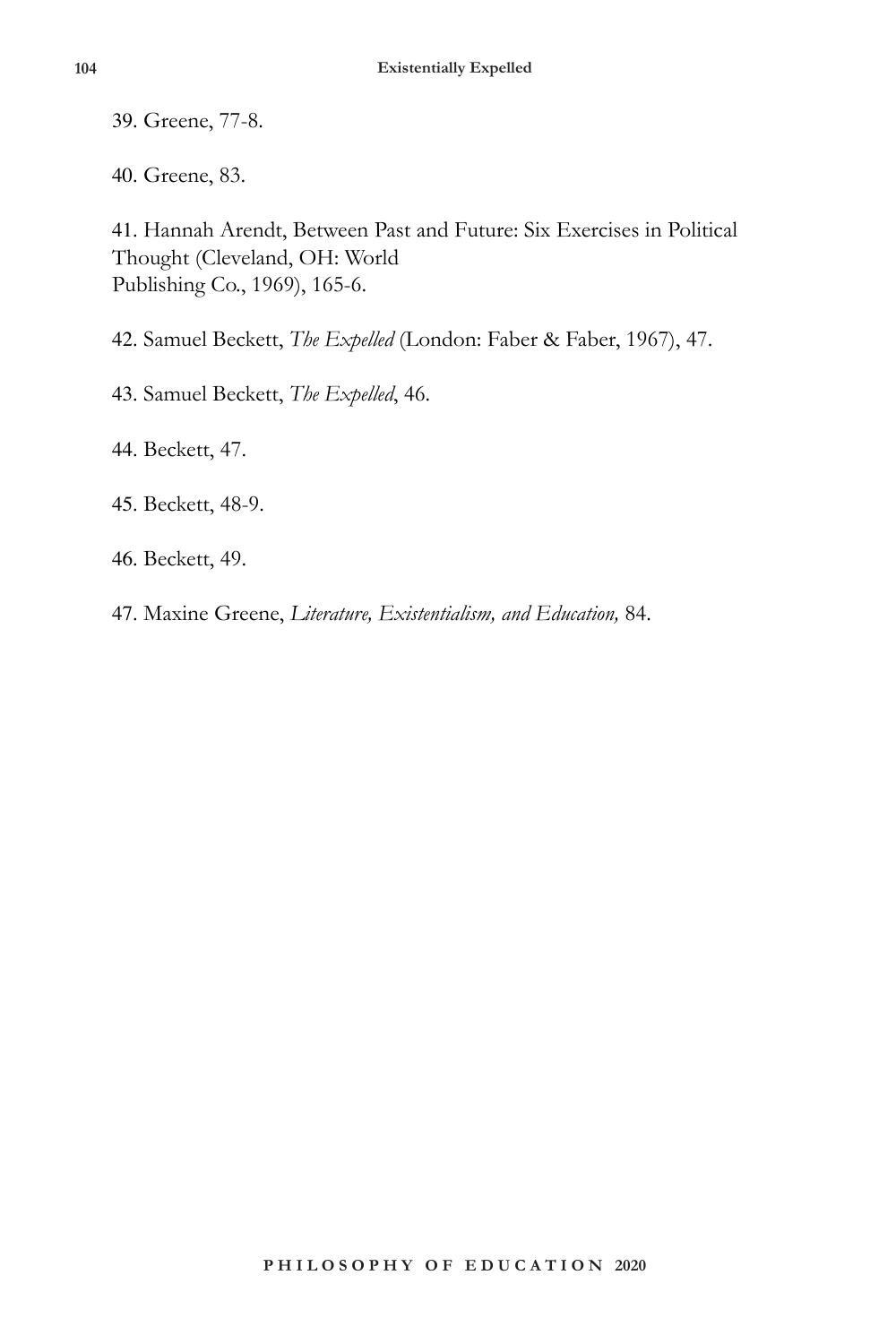39. Greene, 77-8.

40. Greene, 83.

41. Hannah Arendt, Between Past and Future: Six Exercises in Political Thought (Cleveland, OH: World Publishing Co., 1969), 165-6.

42. Samuel Beckett, *The Expelled* (London: Faber & Faber, 1967), 47.

43. Samuel Beckett, *The Expelled*, 46.

44. Beckett, 47.

45. Beckett, 48-9.

46. Beckett, 49.

47. Maxine Greene, *Literature, Existentialism, and Education,* 84.